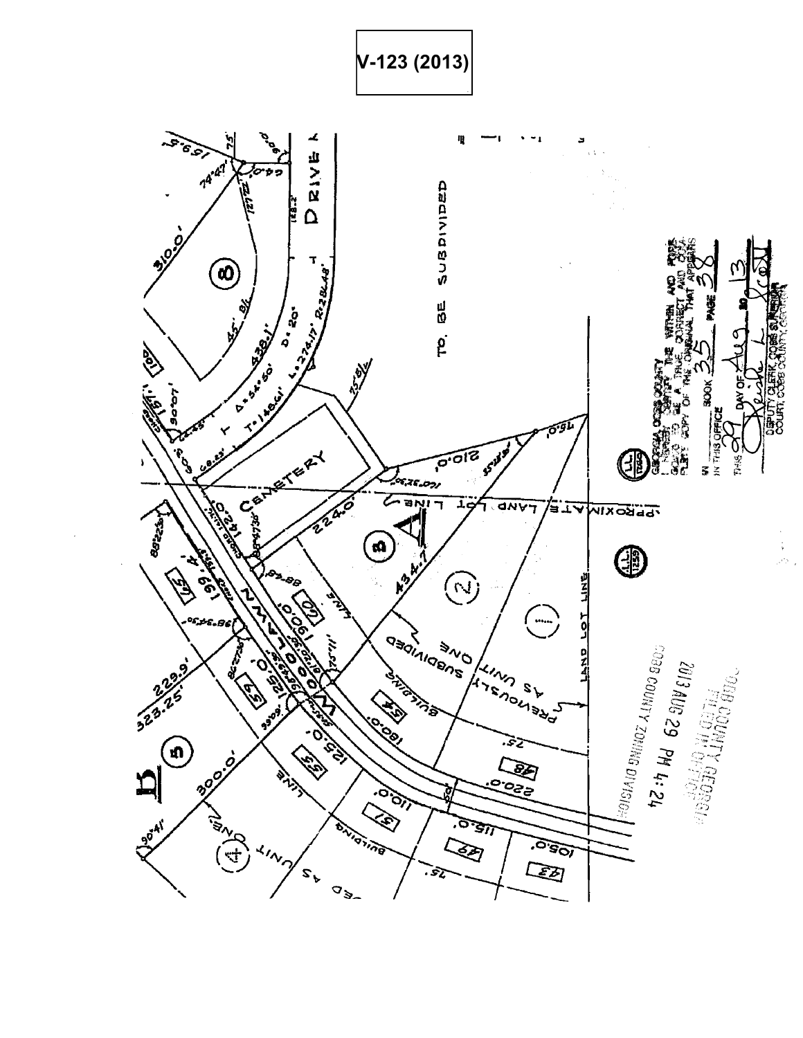V-123 (2013)

TO BE SUBDIVIDED

DRIVE

CEMETERY

APPROXIMATE LAND LOT LINE

LAND LOT LINE

PREVIOUSLY SUBDIVIDED AS UNIT ONE

BUILDING LINE

GEORGIA, COBB COUNTY
I HEREBY CERTIFY THE WITHIN AND FOREGOING TO BE A TRUE, CORRECT AND COMPLETE COPY OF THE ORIGINAL THAT APPEARS IN THIS OFFICE BOOK 35 PAGE 38
THIS 29 DAY OF Aug 20 13
DEPUTY CLERK, COBB SUPERIOR COURT, COBB COUNTY, GEORGIA

COBB COUNTY GEORGIA
FILED IN OFFICE
2013 AUG 29 PM 4:24
COBB COUNTY ZONING DIVISION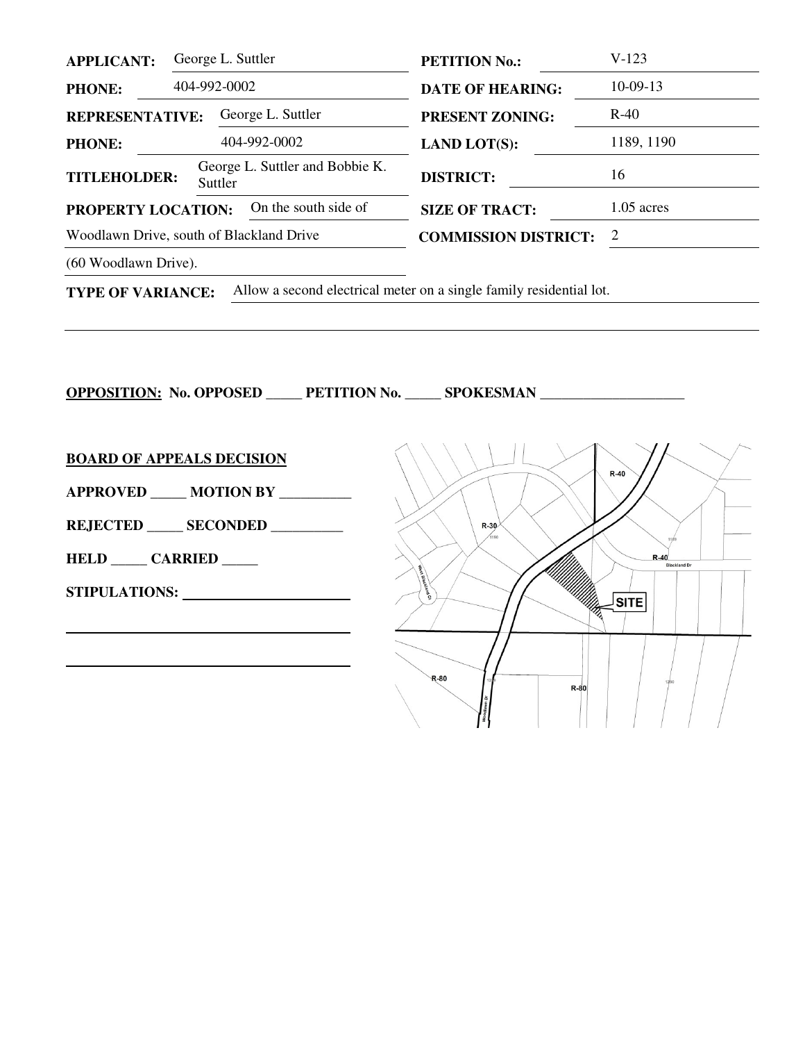| | | | |
|---|---|---|---|
| **APPLICANT:** | George L. Suttler | **PETITION No.:** | V-123 |
| **PHONE:** | 404-992-0002 | **DATE OF HEARING:** | 10-09-13 |
| **REPRESENTATIVE:** | George L. Suttler | **PRESENT ZONING:** | R-40 |
| **PHONE:** | 404-992-0002 | **LAND LOT(S):** | 1189, 1190 |
| **TITLEHOLDER:** | George L. Suttler and Bobbie K. Suttler | **DISTRICT:** | 16 |
| **PROPERTY LOCATION:** | On the south side of Woodlawn Drive, south of Blackland Drive (60 Woodlawn Drive). | **SIZE OF TRACT:** | 1.05 acres |
| | | **COMMISSION DISTRICT:** | 2 |

**TYPE OF VARIANCE:** Allow a second electrical meter on a single family residential lot.

**OPPOSITION: No. OPPOSED _____ PETITION No. _____ SPOKESMAN ____________________**

**BOARD OF APPEALS DECISION**

**APPROVED _____ MOTION BY __________**

**REJECTED _____ SECONDED __________**

**HELD _____ CARRIED _____**

**STIPULATIONS:** ______________________

______________________________________

______________________________________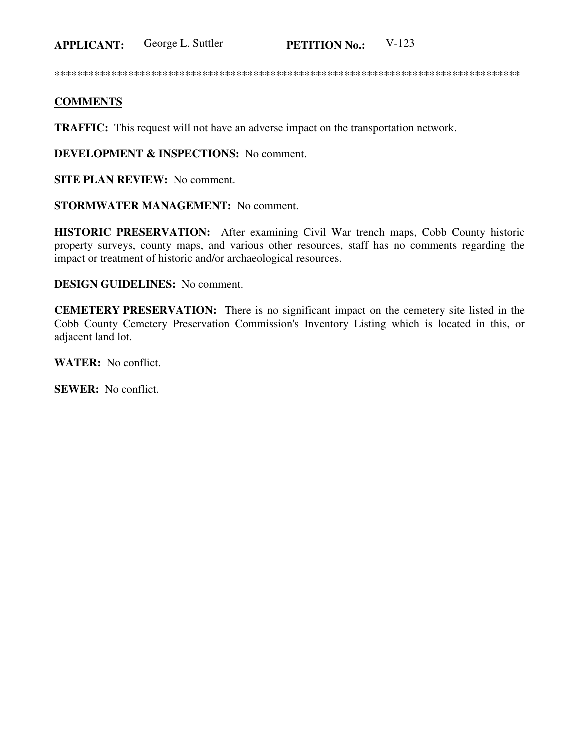**APPLICANT:** George L. Suttler **PETITION No.:** V-123

************************************************************************************

**COMMENTS**

**TRAFFIC:** This request will not have an adverse impact on the transportation network.

**DEVELOPMENT & INSPECTIONS:** No comment.

**SITE PLAN REVIEW:** No comment.

**STORMWATER MANAGEMENT:** No comment.

**HISTORIC PRESERVATION:** After examining Civil War trench maps, Cobb County historic property surveys, county maps, and various other resources, staff has no comments regarding the impact or treatment of historic and/or archaeological resources.

**DESIGN GUIDELINES:** No comment.

**CEMETERY PRESERVATION:** There is no significant impact on the cemetery site listed in the Cobb County Cemetery Preservation Commission's Inventory Listing which is located in this, or adjacent land lot.

**WATER:** No conflict.

**SEWER:** No conflict.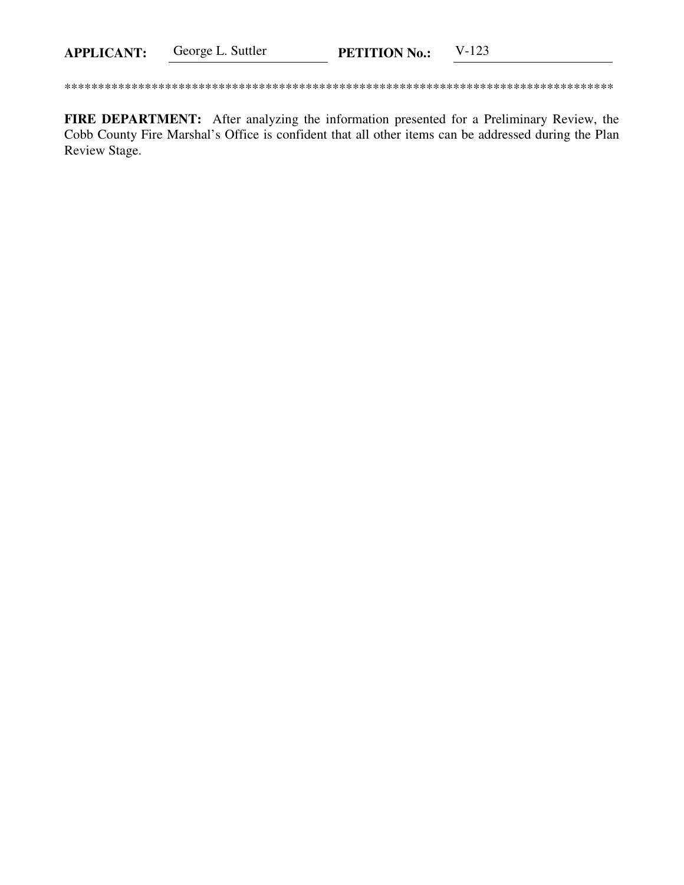**APPLICANT:** George L. Suttler **PETITION No.:** V-123

************************************************************************************

**FIRE DEPARTMENT:** After analyzing the information presented for a Preliminary Review, the Cobb County Fire Marshal's Office is confident that all other items can be addressed during the Plan Review Stage.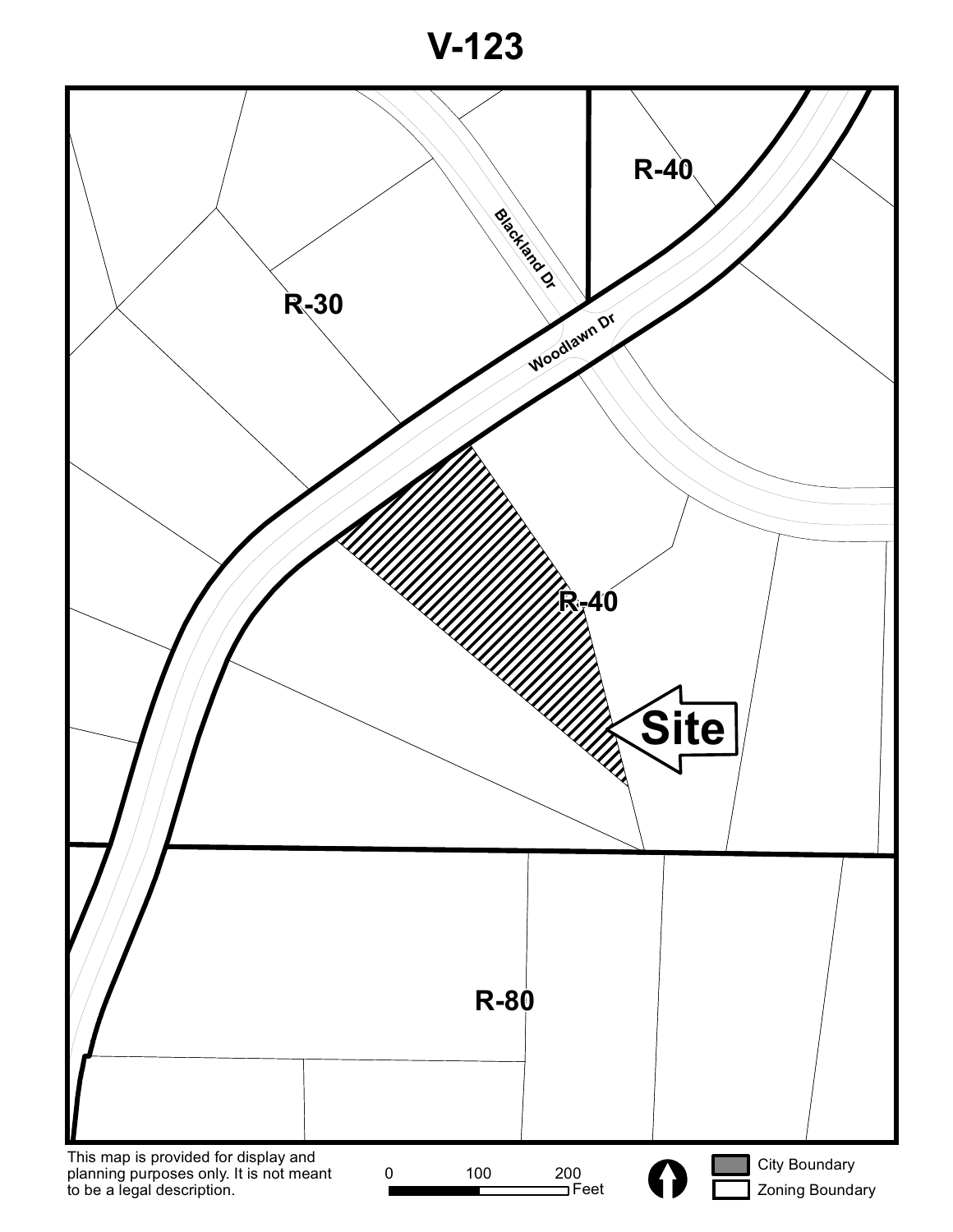# V-123

R-40

Blackland Dr

R-30

Woodlawn Dr

R-40

Site

R-80

This map is provided for display and planning purposes only. It is not meant to be a legal description.

0 100 200 Feet

City Boundary

Zoning Boundary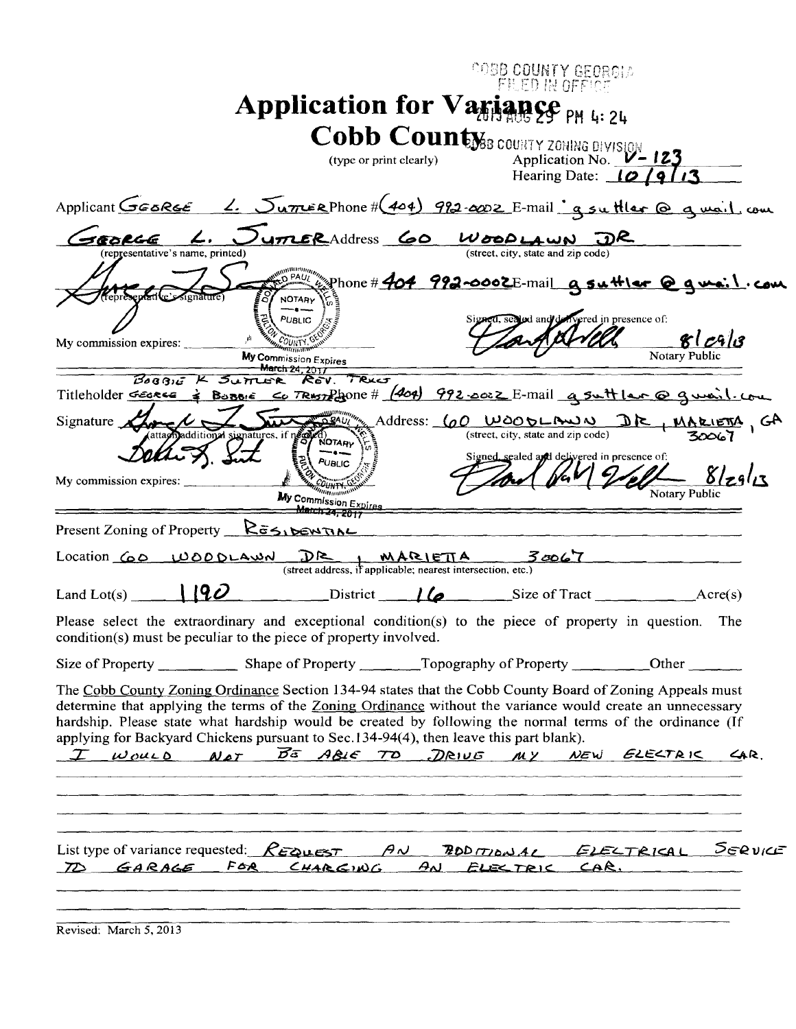COBB COUNTY GEORGIA
FILED IN OFFICE
2013 AUG 29 PM 4: 24

# Application for Variance

# Cobb County

COBB COUNTY ZONING DIVISION

(type or print clearly)

Application No. V- 123

Hearing Date: 10/9/13

Applicant GEORGE L. SUTTLER Phone # (404) 992-0002 E-mail gsuttler@gmail.com

GEORGE L. SUTTLER Address 60 WOODLAWN DR
(representative's name, printed) (street, city, state and zip code)

(representative's signature) Phone # 404 992-0002 E-mail gsuttler@gmail.com

Signed, sealed and delivered in presence of:

My commission expires: My Commission Expires March 24, 2017

8/29/13
Notary Public

BOBBIE K SUTTLER REV. TRUST
Titleholder GEORGE & BOBBIE CO TRUSTEE Phone # (404) 992-0002 E-mail gsuttler@gmail.com

Signature Address: 60 WOODLAWN DR, MARIETTA, GA 30067
(attach additional signatures, if needed) (street, city, state and zip code)

Signed, sealed and delivered in presence of:

My commission expires: My Commission Expires March 24, 2017

8/29/13
Notary Public

Present Zoning of Property RESIDENTIAL

Location 60 WOODLAWN DR, MARIETTA 30067
(street address, if applicable; nearest intersection, etc.)

Land Lot(s) 1190 District 16 Size of Tract ________ Acre(s)

Please select the extraordinary and exceptional condition(s) to the piece of property in question. The condition(s) must be peculiar to the piece of property involved.

Size of Property ________ Shape of Property ________ Topography of Property ________ Other ________

The Cobb County Zoning Ordinance Section 134-94 states that the Cobb County Board of Zoning Appeals must determine that applying the terms of the Zoning Ordinance without the variance would create an unnecessary hardship. Please state what hardship would be created by following the normal terms of the ordinance (If applying for Backyard Chickens pursuant to Sec.134-94(4), then leave this part blank).

I WOULD NOT BE ABLE TO DRIVE MY NEW ELECTRIC CAR.

List type of variance requested: REQUEST AN ADDITIONAL ELECTRICAL SERVICE TO GARAGE FOR CHARGING AN ELECTRIC CAR.

Revised: March 5, 2013